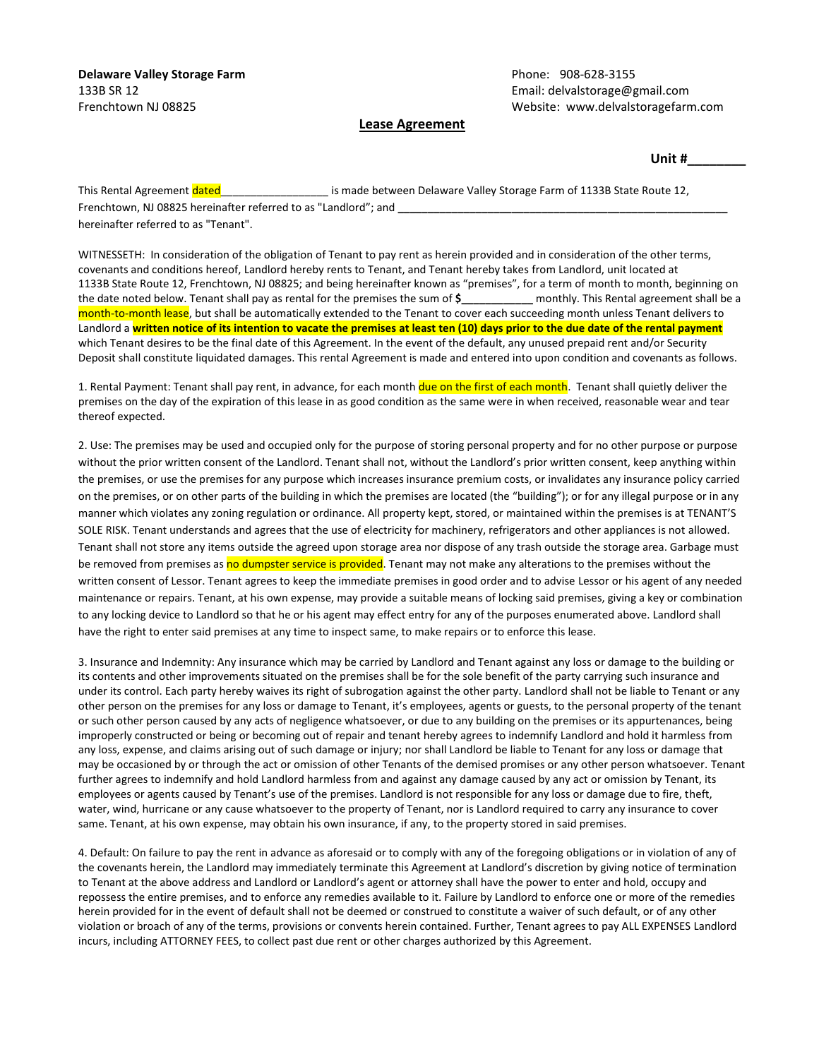**Delaware Valley Storage Farm**
133B SR 12
Frenchtown NJ 08825

Phone: 908-628-3155
Email: delvalstorage@gmail.com
Website: www.delvalstoragefarm.com

## Lease Agreement

**Unit #________**

This Rental Agreement dated__________________ is made between Delaware Valley Storage Farm of 1133B State Route 12, Frenchtown, NJ 08825 hereinafter referred to as "Landlord"; and **________________________________________________________** hereinafter referred to as "Tenant".

WITNESSETH: In consideration of the obligation of Tenant to pay rent as herein provided and in consideration of the other terms, covenants and conditions hereof, Landlord hereby rents to Tenant, and Tenant hereby takes from Landlord, unit located at 1133B State Route 12, Frenchtown, NJ 08825; and being hereinafter known as "premises", for a term of month to month, beginning on the date noted below. Tenant shall pay as rental for the premises the sum of **$____________** monthly. This Rental agreement shall be a month-to-month lease, but shall be automatically extended to the Tenant to cover each succeeding month unless Tenant delivers to Landlord a **written notice of its intention to vacate the premises at least ten (10) days prior to the due date of the rental payment** which Tenant desires to be the final date of this Agreement. In the event of the default, any unused prepaid rent and/or Security Deposit shall constitute liquidated damages. This rental Agreement is made and entered into upon condition and covenants as follows.

1. Rental Payment: Tenant shall pay rent, in advance, for each month due on the first of each month. Tenant shall quietly deliver the premises on the day of the expiration of this lease in as good condition as the same were in when received, reasonable wear and tear thereof expected.

2. Use: The premises may be used and occupied only for the purpose of storing personal property and for no other purpose or purpose without the prior written consent of the Landlord. Tenant shall not, without the Landlord's prior written consent, keep anything within the premises, or use the premises for any purpose which increases insurance premium costs, or invalidates any insurance policy carried on the premises, or on other parts of the building in which the premises are located (the "building"); or for any illegal purpose or in any manner which violates any zoning regulation or ordinance. All property kept, stored, or maintained within the premises is at TENANT'S SOLE RISK. Tenant understands and agrees that the use of electricity for machinery, refrigerators and other appliances is not allowed. Tenant shall not store any items outside the agreed upon storage area nor dispose of any trash outside the storage area. Garbage must be removed from premises as no dumpster service is provided. Tenant may not make any alterations to the premises without the written consent of Lessor. Tenant agrees to keep the immediate premises in good order and to advise Lessor or his agent of any needed maintenance or repairs. Tenant, at his own expense, may provide a suitable means of locking said premises, giving a key or combination to any locking device to Landlord so that he or his agent may effect entry for any of the purposes enumerated above. Landlord shall have the right to enter said premises at any time to inspect same, to make repairs or to enforce this lease.

3. Insurance and Indemnity: Any insurance which may be carried by Landlord and Tenant against any loss or damage to the building or its contents and other improvements situated on the premises shall be for the sole benefit of the party carrying such insurance and under its control. Each party hereby waives its right of subrogation against the other party. Landlord shall not be liable to Tenant or any other person on the premises for any loss or damage to Tenant, it's employees, agents or guests, to the personal property of the tenant or such other person caused by any acts of negligence whatsoever, or due to any building on the premises or its appurtenances, being improperly constructed or being or becoming out of repair and tenant hereby agrees to indemnify Landlord and hold it harmless from any loss, expense, and claims arising out of such damage or injury; nor shall Landlord be liable to Tenant for any loss or damage that may be occasioned by or through the act or omission of other Tenants of the demised promises or any other person whatsoever. Tenant further agrees to indemnify and hold Landlord harmless from and against any damage caused by any act or omission by Tenant, its employees or agents caused by Tenant's use of the premises. Landlord is not responsible for any loss or damage due to fire, theft, water, wind, hurricane or any cause whatsoever to the property of Tenant, nor is Landlord required to carry any insurance to cover same. Tenant, at his own expense, may obtain his own insurance, if any, to the property stored in said premises.

4. Default: On failure to pay the rent in advance as aforesaid or to comply with any of the foregoing obligations or in violation of any of the covenants herein, the Landlord may immediately terminate this Agreement at Landlord's discretion by giving notice of termination to Tenant at the above address and Landlord or Landlord's agent or attorney shall have the power to enter and hold, occupy and repossess the entire premises, and to enforce any remedies available to it. Failure by Landlord to enforce one or more of the remedies herein provided for in the event of default shall not be deemed or construed to constitute a waiver of such default, or of any other violation or broach of any of the terms, provisions or convents herein contained. Further, Tenant agrees to pay ALL EXPENSES Landlord incurs, including ATTORNEY FEES, to collect past due rent or other charges authorized by this Agreement.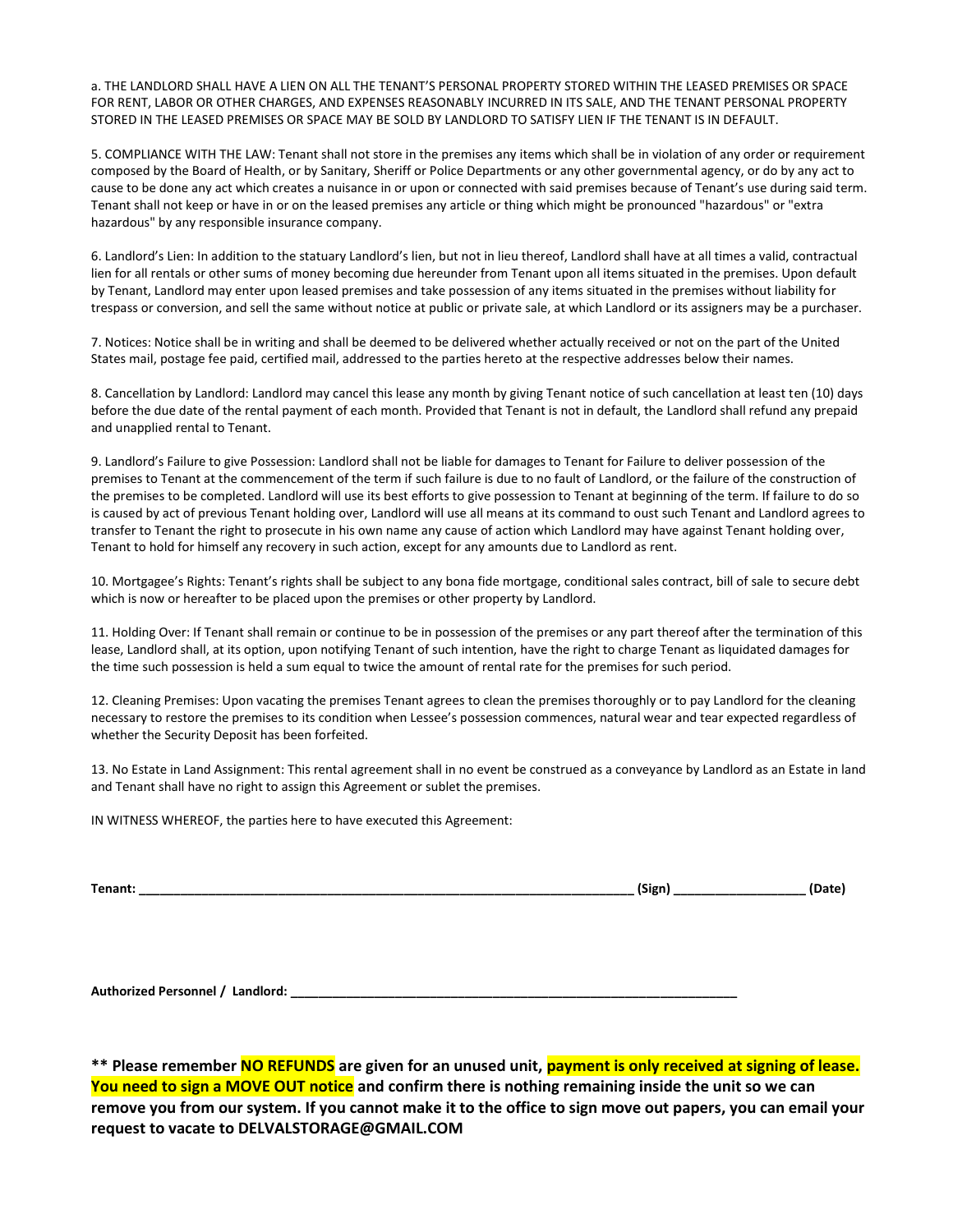a. THE LANDLORD SHALL HAVE A LIEN ON ALL THE TENANT'S PERSONAL PROPERTY STORED WITHIN THE LEASED PREMISES OR SPACE FOR RENT, LABOR OR OTHER CHARGES, AND EXPENSES REASONABLY INCURRED IN ITS SALE, AND THE TENANT PERSONAL PROPERTY STORED IN THE LEASED PREMISES OR SPACE MAY BE SOLD BY LANDLORD TO SATISFY LIEN IF THE TENANT IS IN DEFAULT.

5. COMPLIANCE WITH THE LAW: Tenant shall not store in the premises any items which shall be in violation of any order or requirement composed by the Board of Health, or by Sanitary, Sheriff or Police Departments or any other governmental agency, or do by any act to cause to be done any act which creates a nuisance in or upon or connected with said premises because of Tenant's use during said term. Tenant shall not keep or have in or on the leased premises any article or thing which might be pronounced "hazardous" or "extra hazardous" by any responsible insurance company.

6. Landlord's Lien: In addition to the statuary Landlord's lien, but not in lieu thereof, Landlord shall have at all times a valid, contractual lien for all rentals or other sums of money becoming due hereunder from Tenant upon all items situated in the premises. Upon default by Tenant, Landlord may enter upon leased premises and take possession of any items situated in the premises without liability for trespass or conversion, and sell the same without notice at public or private sale, at which Landlord or its assigners may be a purchaser.

7. Notices: Notice shall be in writing and shall be deemed to be delivered whether actually received or not on the part of the United States mail, postage fee paid, certified mail, addressed to the parties hereto at the respective addresses below their names.

8. Cancellation by Landlord: Landlord may cancel this lease any month by giving Tenant notice of such cancellation at least ten (10) days before the due date of the rental payment of each month. Provided that Tenant is not in default, the Landlord shall refund any prepaid and unapplied rental to Tenant.

9. Landlord's Failure to give Possession: Landlord shall not be liable for damages to Tenant for Failure to deliver possession of the premises to Tenant at the commencement of the term if such failure is due to no fault of Landlord, or the failure of the construction of the premises to be completed. Landlord will use its best efforts to give possession to Tenant at beginning of the term. If failure to do so is caused by act of previous Tenant holding over, Landlord will use all means at its command to oust such Tenant and Landlord agrees to transfer to Tenant the right to prosecute in his own name any cause of action which Landlord may have against Tenant holding over, Tenant to hold for himself any recovery in such action, except for any amounts due to Landlord as rent.

10. Mortgagee's Rights: Tenant's rights shall be subject to any bona fide mortgage, conditional sales contract, bill of sale to secure debt which is now or hereafter to be placed upon the premises or other property by Landlord.

11. Holding Over: If Tenant shall remain or continue to be in possession of the premises or any part thereof after the termination of this lease, Landlord shall, at its option, upon notifying Tenant of such intention, have the right to charge Tenant as liquidated damages for the time such possession is held a sum equal to twice the amount of rental rate for the premises for such period.

12. Cleaning Premises: Upon vacating the premises Tenant agrees to clean the premises thoroughly or to pay Landlord for the cleaning necessary to restore the premises to its condition when Lessee's possession commences, natural wear and tear expected regardless of whether the Security Deposit has been forfeited.

13. No Estate in Land Assignment: This rental agreement shall in no event be construed as a conveyance by Landlord as an Estate in land and Tenant shall have no right to assign this Agreement or sublet the premises.

IN WITNESS WHEREOF, the parties here to have executed this Agreement:

**Tenant: ______________________________________________________________________ (Sign) __________________ (Date)**

**Authorized Personnel / Landlord: _______________________________________________________________**

**\*\* Please remember NO REFUNDS are given for an unused unit, payment is only received at signing of lease. You need to sign a MOVE OUT notice and confirm there is nothing remaining inside the unit so we can remove you from our system. If you cannot make it to the office to sign move out papers, you can email your request to vacate to DELVALSTORAGE@GMAIL.COM**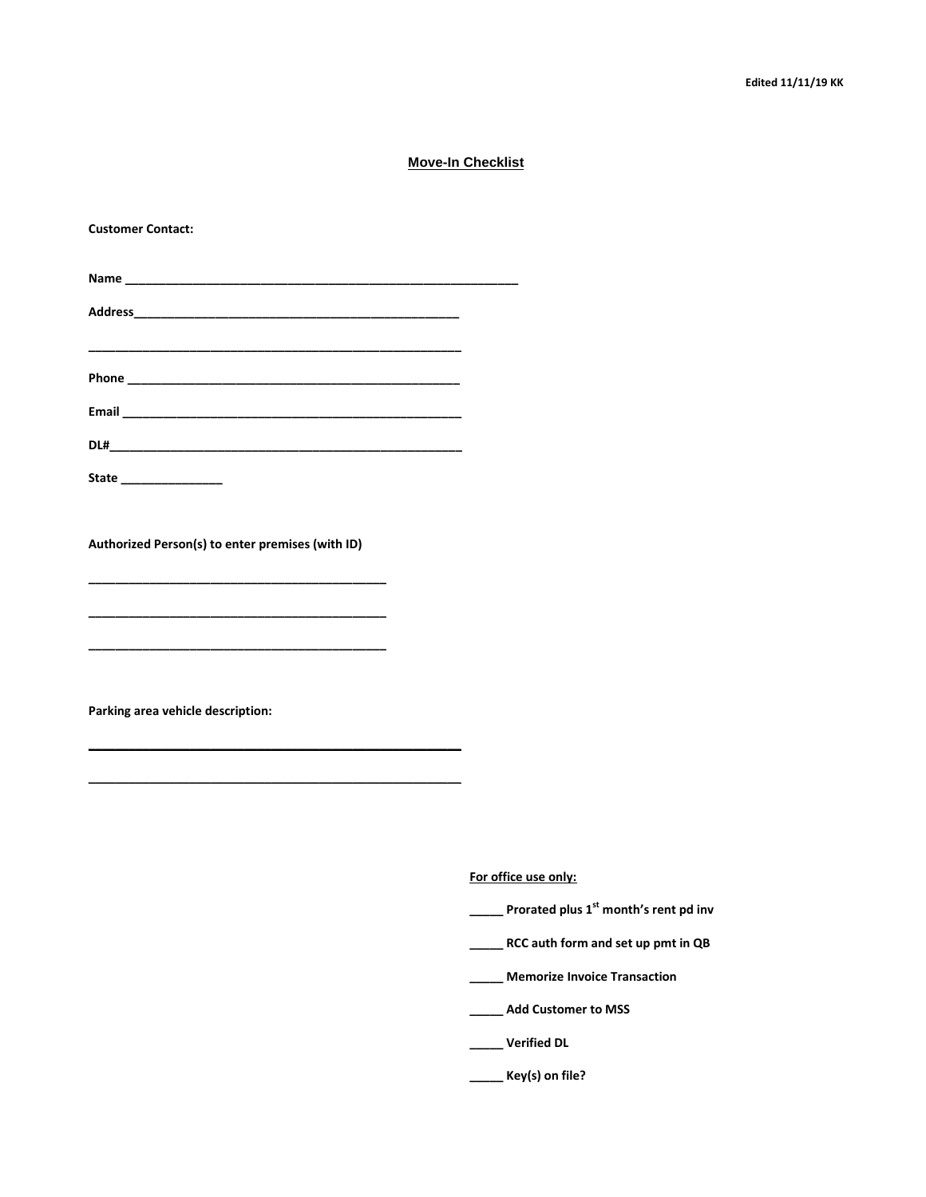Edited 11/11/19 KK

# Move-In Checklist

**Customer Contact:**

**Name** ___________________________________________________________

**Address**__________________________________________________

__________________________________________________________

**Phone** ___________________________________________________

**Email** ____________________________________________________

**DL#**_______________________________________________________

**State** _______________

**Authorized Person(s) to enter premises (with ID)**

_____________________________________________

_____________________________________________

_____________________________________________

**Parking area vehicle description:**

__________________________________________________________

__________________________________________________________

**For office use only:**

_____ **Prorated plus 1st month's rent pd inv**

_____ **RCC auth form and set up pmt in QB**

_____ **Memorize Invoice Transaction**

_____ **Add Customer to MSS**

_____ **Verified DL**

_____ **Key(s) on file?**